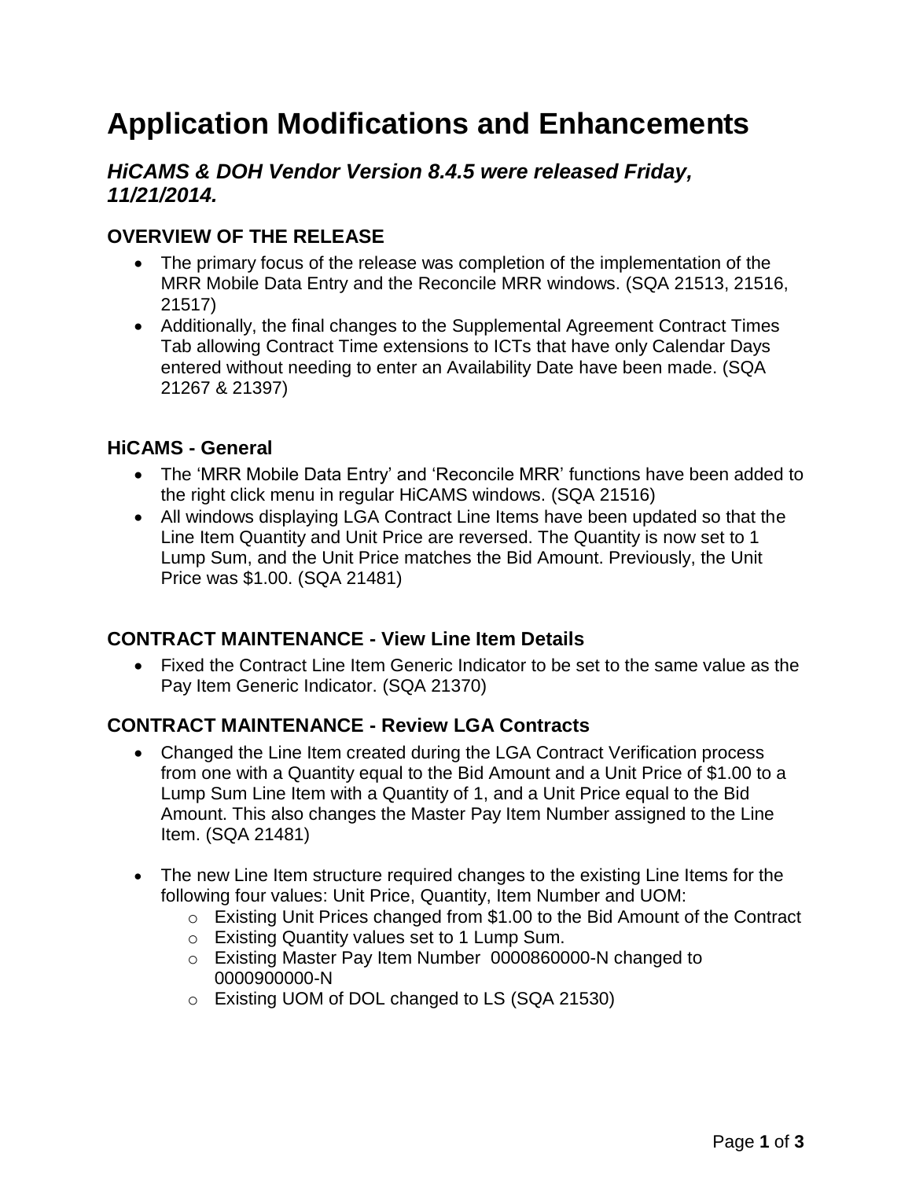# Application Modifications and Enhancements

### *HiCAMS & DOH Vendor Version 8.4.5 were released Friday, 11/21/2014.*

## OVERVIEW OF THE RELEASE

- The primary focus of the release was completion of the implementation of the MRR Mobile Data Entry and the Reconcile MRR windows. (SQA 21513, 21516, 21517)
- Additionally, the final changes to the Supplemental Agreement Contract Times Tab allowing Contract Time extensions to ICTs that have only Calendar Days entered without needing to enter an Availability Date have been made. (SQA 21267 & 21397)

## HiCAMS - General

- The 'MRR Mobile Data Entry' and 'Reconcile MRR' functions have been added to the right click menu in regular HiCAMS windows. (SQA 21516)
- All windows displaying LGA Contract Line Items have been updated so that the Line Item Quantity and Unit Price are reversed. The Quantity is now set to 1 Lump Sum, and the Unit Price matches the Bid Amount. Previously, the Unit Price was $1.00. (SQA 21481)

## CONTRACT MAINTENANCE - View Line Item Details

- Fixed the Contract Line Item Generic Indicator to be set to the same value as the Pay Item Generic Indicator. (SQA 21370)

## CONTRACT MAINTENANCE - Review LGA Contracts

- Changed the Line Item created during the LGA Contract Verification process from one with a Quantity equal to the Bid Amount and a Unit Price of $1.00 to a Lump Sum Line Item with a Quantity of 1, and a Unit Price equal to the Bid Amount. This also changes the Master Pay Item Number assigned to the Line Item. (SQA 21481)

- The new Line Item structure required changes to the existing Line Items for the following four values: Unit Price, Quantity, Item Number and UOM:
  - Existing Unit Prices changed from $1.00 to the Bid Amount of the Contract
  - Existing Quantity values set to 1 Lump Sum.
  - Existing Master Pay Item Number 0000860000-N changed to 0000900000-N
  - Existing UOM of DOL changed to LS (SQA 21530)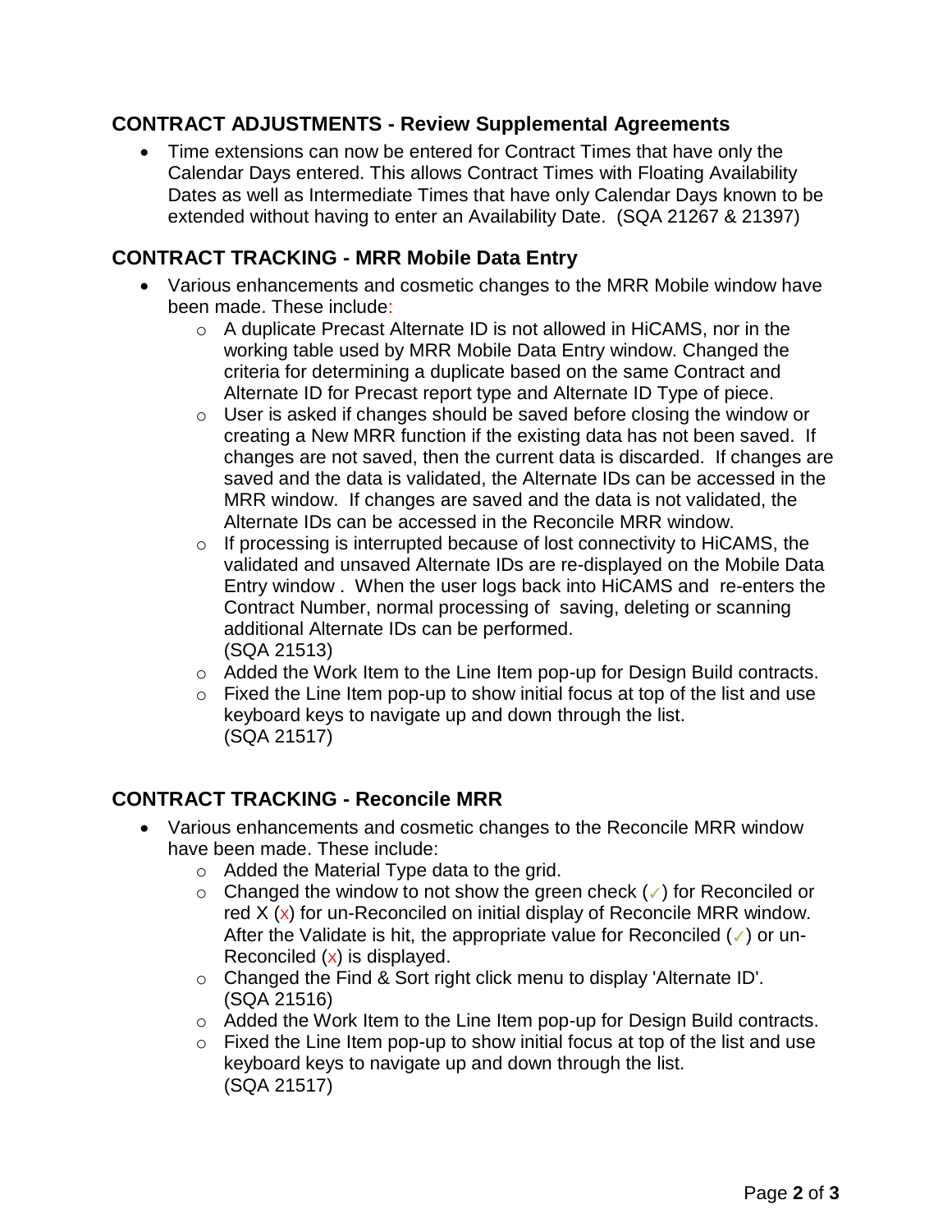## CONTRACT ADJUSTMENTS - Review Supplemental Agreements

- Time extensions can now be entered for Contract Times that have only the Calendar Days entered. This allows Contract Times with Floating Availability Dates as well as Intermediate Times that have only Calendar Days known to be extended without having to enter an Availability Date. (SQA 21267 & 21397)

## CONTRACT TRACKING - MRR Mobile Data Entry

- Various enhancements and cosmetic changes to the MRR Mobile window have been made. These include:
  - A duplicate Precast Alternate ID is not allowed in HiCAMS, nor in the working table used by MRR Mobile Data Entry window. Changed the criteria for determining a duplicate based on the same Contract and Alternate ID for Precast report type and Alternate ID Type of piece.
  - User is asked if changes should be saved before closing the window or creating a New MRR function if the existing data has not been saved. If changes are not saved, then the current data is discarded. If changes are saved and the data is validated, the Alternate IDs can be accessed in the MRR window. If changes are saved and the data is not validated, the Alternate IDs can be accessed in the Reconcile MRR window.
  - If processing is interrupted because of lost connectivity to HiCAMS, the validated and unsaved Alternate IDs are re-displayed on the Mobile Data Entry window . When the user logs back into HiCAMS and re-enters the Contract Number, normal processing of saving, deleting or scanning additional Alternate IDs can be performed.
    (SQA 21513)
  - Added the Work Item to the Line Item pop-up for Design Build contracts.
  - Fixed the Line Item pop-up to show initial focus at top of the list and use keyboard keys to navigate up and down through the list.
    (SQA 21517)

## CONTRACT TRACKING - Reconcile MRR

- Various enhancements and cosmetic changes to the Reconcile MRR window have been made. These include:
  - Added the Material Type data to the grid.
  - Changed the window to not show the green check (✓) for Reconciled or red X (x) for un-Reconciled on initial display of Reconcile MRR window. After the Validate is hit, the appropriate value for Reconciled (✓) or un-Reconciled (x) is displayed.
  - Changed the Find & Sort right click menu to display 'Alternate ID'.
    (SQA 21516)
  - Added the Work Item to the Line Item pop-up for Design Build contracts.
  - Fixed the Line Item pop-up to show initial focus at top of the list and use keyboard keys to navigate up and down through the list.
    (SQA 21517)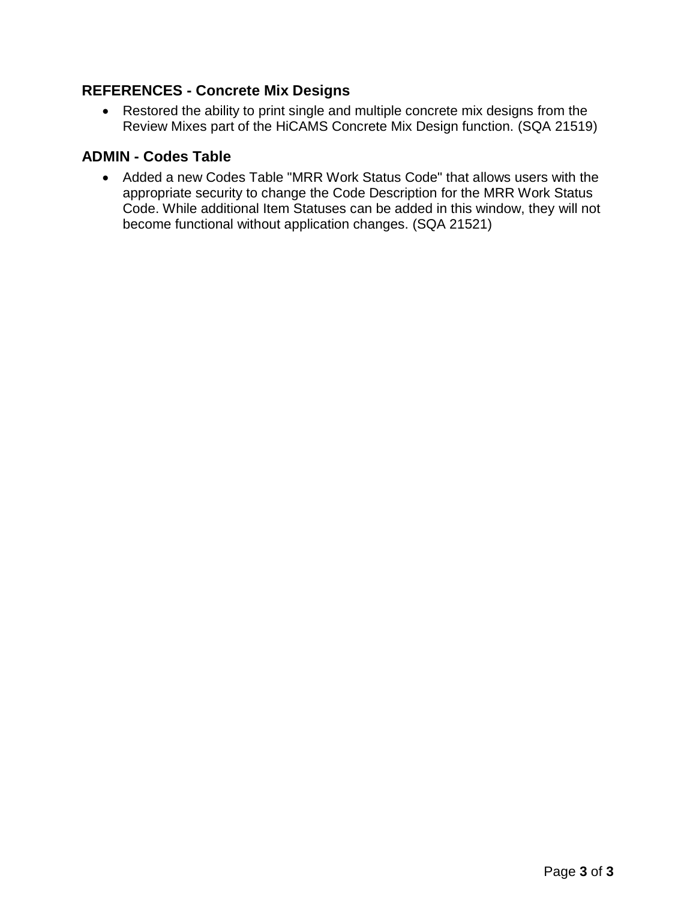## REFERENCES - Concrete Mix Designs

- Restored the ability to print single and multiple concrete mix designs from the Review Mixes part of the HiCAMS Concrete Mix Design function. (SQA 21519)

## ADMIN - Codes Table

- Added a new Codes Table "MRR Work Status Code" that allows users with the appropriate security to change the Code Description for the MRR Work Status Code. While additional Item Statuses can be added in this window, they will not become functional without application changes. (SQA 21521)